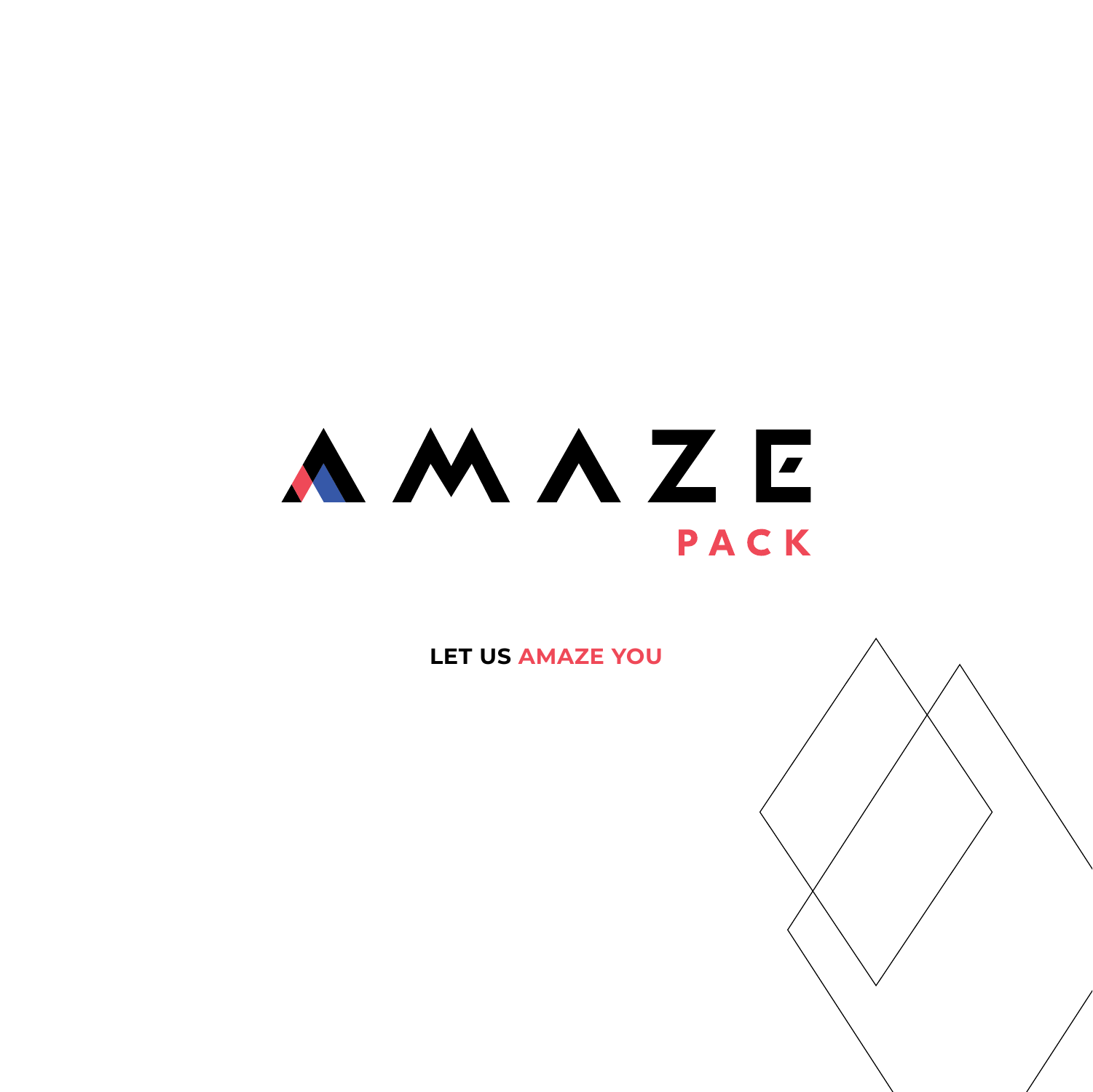# AMAZE
## PACK

**LET US AMAZE YOU**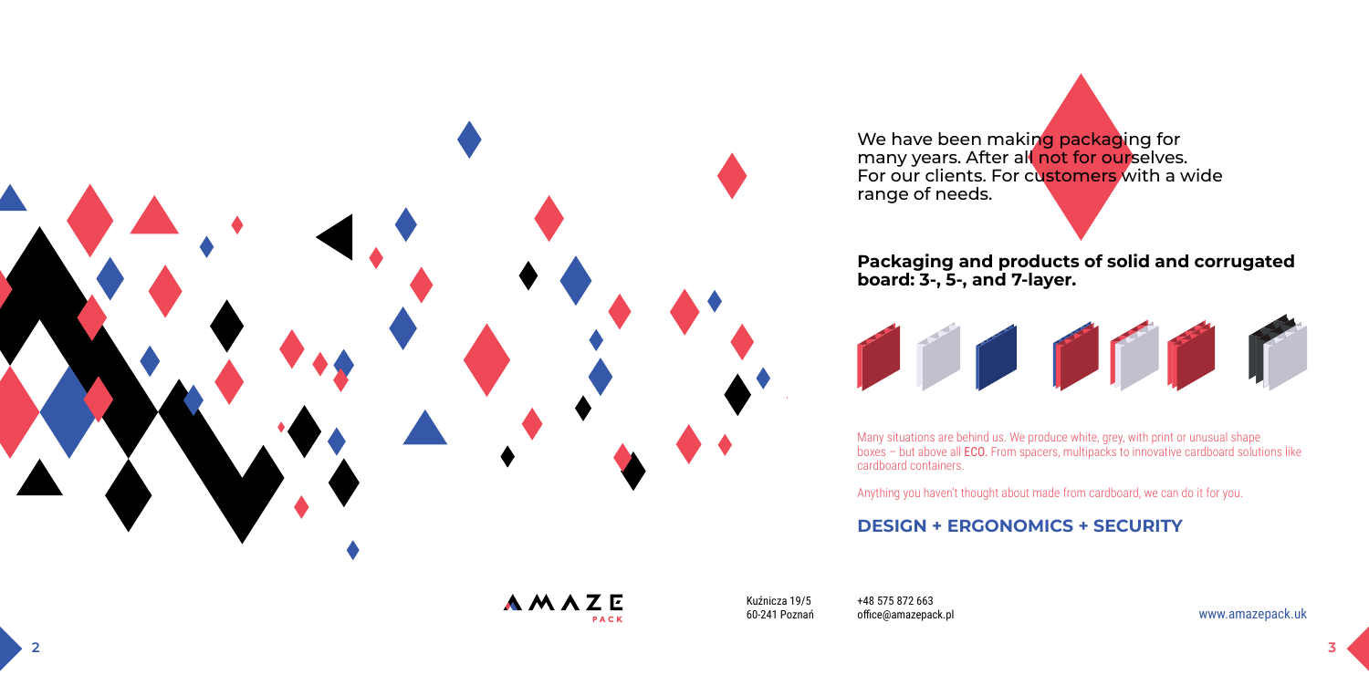We have been making packaging for many years. After all not for ourselves. For our clients. For customers with a wide range of needs.

## Packaging and products of solid and corrugated board: 3-, 5-, and 7-layer.

Many situations are behind us. We produce white, grey, with print or unusual shape boxes – but above all ECO. From spacers, multipacks to innovative cardboard solutions like cardboard containers.

Anything you haven't thought about made from cardboard, we can do it for you.

## DESIGN + ERGONOMICS + SECURITY

AMAZE PACK

Kuźnicza 19/5
60-241 Poznań

+48 575 872 663
office@amazepack.pl

www.amazepack.uk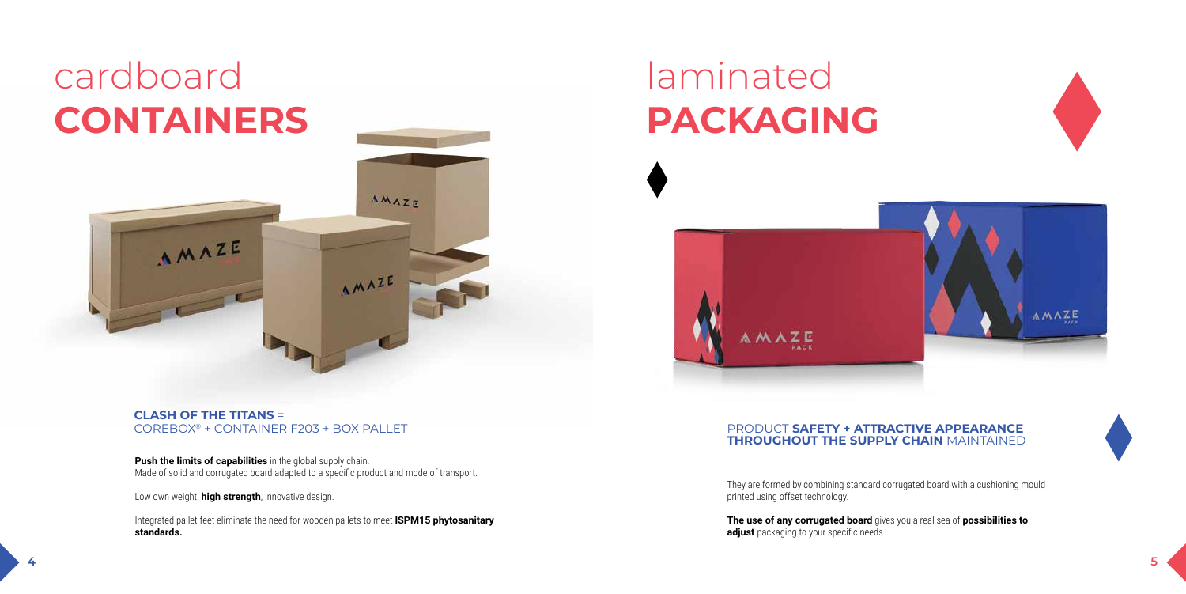# cardboard **CONTAINERS**

**CLASH OF THE TITANS** =
COREBOX® + CONTAINER F203 + BOX PALLET

**Push the limits of capabilities** in the global supply chain.
Made of solid and corrugated board adapted to a specific product and mode of transport.

Low own weight, **high strength**, innovative design.

Integrated pallet feet eliminate the need for wooden pallets to meet **ISPM15 phytosanitary standards.**

# laminated **PACKAGING**

PRODUCT **SAFETY + ATTRACTIVE APPEARANCE THROUGHOUT THE SUPPLY CHAIN** MAINTAINED

They are formed by combining standard corrugated board with a cushioning mould printed using offset technology.

**The use of any corrugated board** gives you a real sea of **possibilities to adjust** packaging to your specific needs.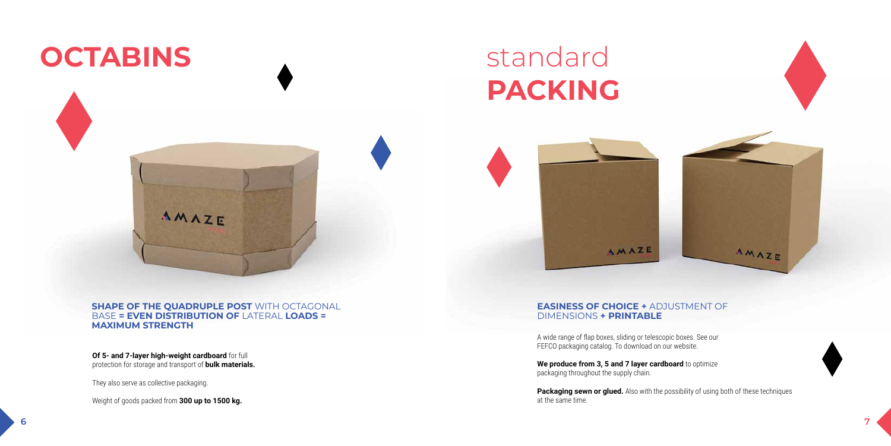# OCTABINS

**SHAPE OF THE QUADRUPLE POST** WITH OCTAGONAL BASE **= EVEN DISTRIBUTION OF** LATERAL **LOADS = MAXIMUM STRENGTH**

**Of 5- and 7-layer high-weight cardboard** for full protection for storage and transport of **bulk materials.**

They also serve as collective packaging.

Weight of goods packed from **300 up to 1500 kg.**

# standard **PACKING**

**EASINESS OF CHOICE +** ADJUSTMENT OF DIMENSIONS **+ PRINTABLE**

A wide range of flap boxes, sliding or telescopic boxes. See our FEFCO packaging catalog. To download on our website.

**We produce from 3, 5 and 7 layer cardboard** to optimize packaging throughout the supply chain.

**Packaging sewn or glued.** Also with the possibility of using both of these techniques at the same time.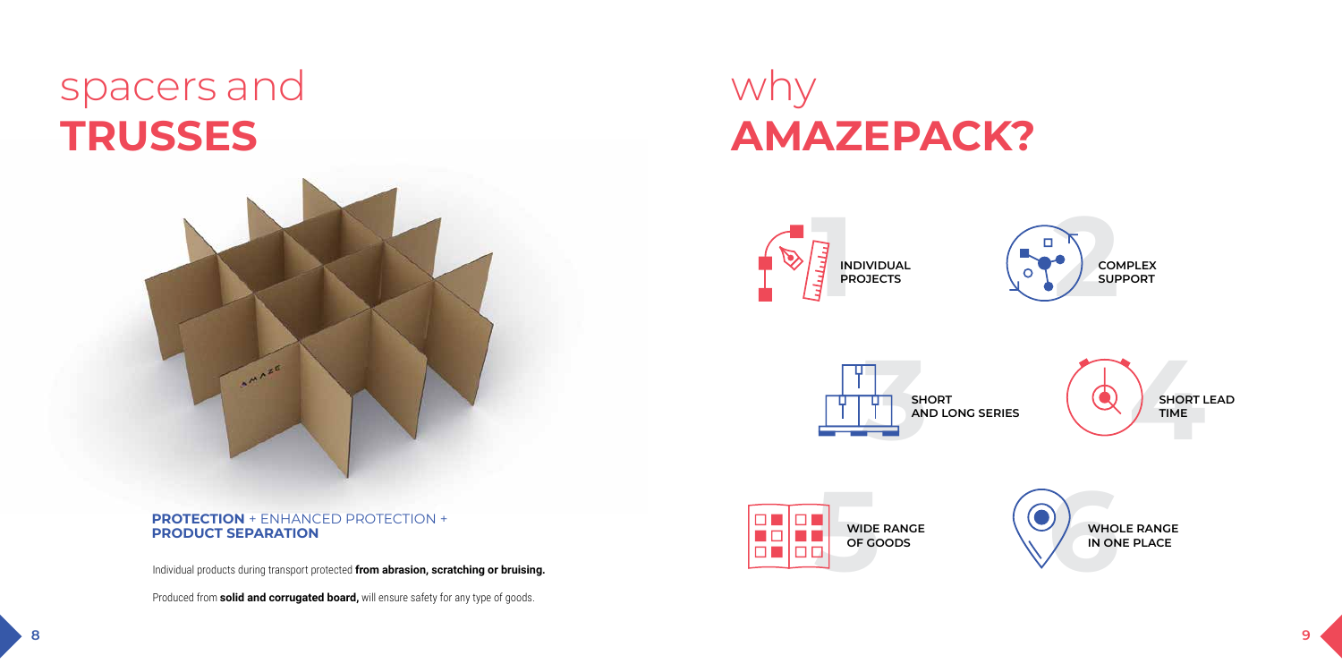# spacers and **TRUSSES**

**PROTECTION** + ENHANCED PROTECTION + **PRODUCT SEPARATION**

Individual products during transport protected **from abrasion, scratching or bruising.**

Produced from **solid and corrugated board,** will ensure safety for any type of goods.

# why **AMAZEPACK?**

1. **INDIVIDUAL PROJECTS**
2. **COMPLEX SUPPORT**
3. **SHORT AND LONG SERIES**
4. **SHORT LEAD TIME**
5. **WIDE RANGE OF GOODS**
6. **WHOLE RANGE IN ONE PLACE**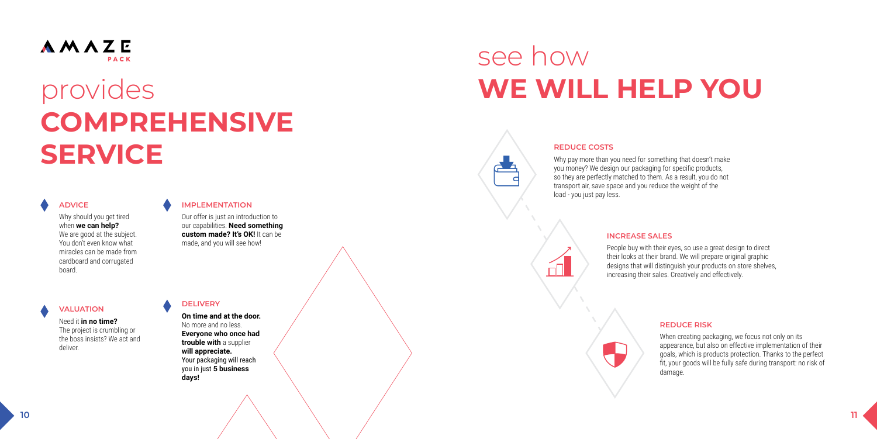AMAZE PACK

# provides **COMPREHENSIVE SERVICE**

### ADVICE

Why should you get tired when **we can help?** We are good at the subject. You don't even know what miracles can be made from cardboard and corrugated board.

### IMPLEMENTATION

Our offer is just an introduction to our capabilities. **Need something custom made? It's OK!** It can be made, and you will see how!

### VALUATION

Need it **in no time?** The project is crumbling or the boss insists? We act and deliver.

### DELIVERY

**On time and at the door.** No more and no less. **Everyone who once had trouble with** a supplier **will appreciate.** Your packaging will reach you in just **5 business days!**

# see how **WE WILL HELP YOU**

### REDUCE COSTS

Why pay more than you need for something that doesn't make you money? We design our packaging for specific products, so they are perfectly matched to them. As a result, you do not transport air, save space and you reduce the weight of the load - you just pay less.

### INCREASE SALES

People buy with their eyes, so use a great design to direct their looks at their brand. We will prepare original graphic designs that will distinguish your products on store shelves, increasing their sales. Creatively and effectively.

### REDUCE RISK

When creating packaging, we focus not only on its appearance, but also on effective implementation of their goals, which is products protection. Thanks to the perfect fit, your goods will be fully safe during transport: no risk of damage.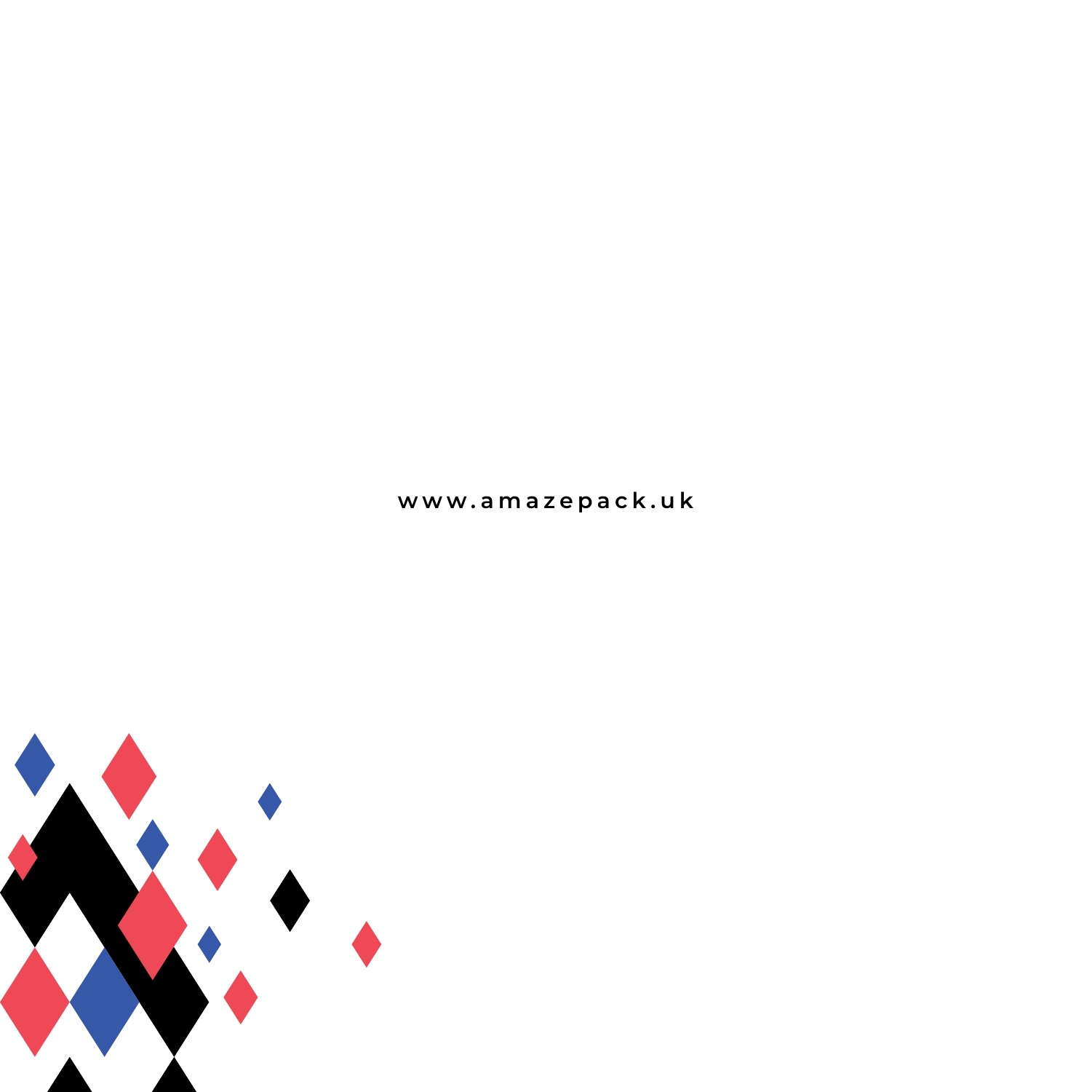www.amazepack.uk